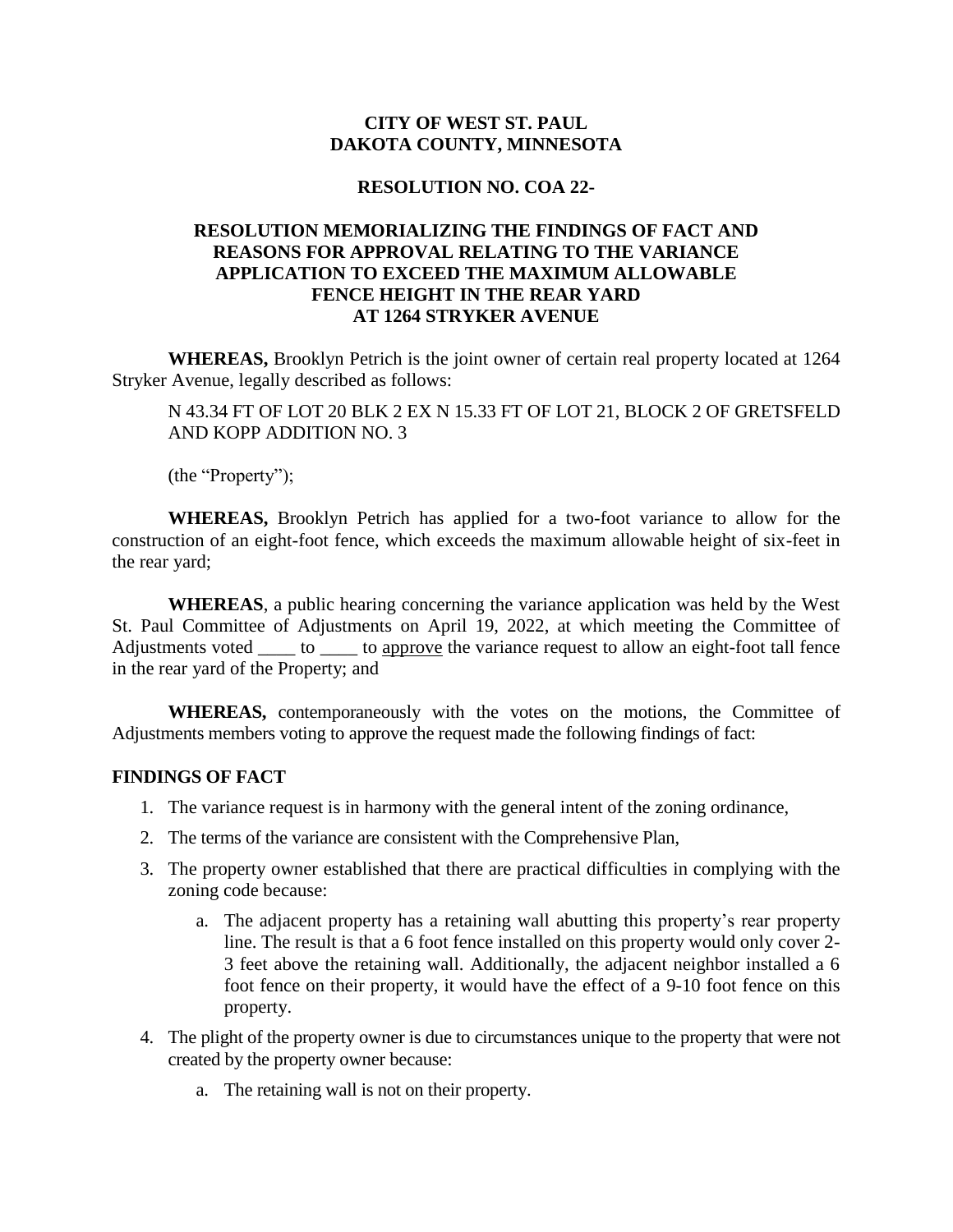**CITY OF WEST ST. PAUL**
**DAKOTA COUNTY, MINNESOTA**

**RESOLUTION NO. COA 22-**

**RESOLUTION MEMORIALIZING THE FINDINGS OF FACT AND REASONS FOR APPROVAL RELATING TO THE VARIANCE APPLICATION TO EXCEED THE MAXIMUM ALLOWABLE FENCE HEIGHT IN THE REAR YARD AT 1264 STRYKER AVENUE**

**WHEREAS,** Brooklyn Petrich is the joint owner of certain real property located at 1264 Stryker Avenue, legally described as follows:

N 43.34 FT OF LOT 20 BLK 2 EX N 15.33 FT OF LOT 21, BLOCK 2 OF GRETSFELD AND KOPP ADDITION NO. 3

(the "Property");

**WHEREAS,** Brooklyn Petrich has applied for a two-foot variance to allow for the construction of an eight-foot fence, which exceeds the maximum allowable height of six-feet in the rear yard;

**WHEREAS**, a public hearing concerning the variance application was held by the West St. Paul Committee of Adjustments on April 19, 2022, at which meeting the Committee of Adjustments voted ____ to ____ to <u>approve</u> the variance request to allow an eight-foot tall fence in the rear yard of the Property; and

**WHEREAS,** contemporaneously with the votes on the motions, the Committee of Adjustments members voting to approve the request made the following findings of fact:

**FINDINGS OF FACT**

1. The variance request is in harmony with the general intent of the zoning ordinance,
2. The terms of the variance are consistent with the Comprehensive Plan,
3. The property owner established that there are practical difficulties in complying with the zoning code because:
    a. The adjacent property has a retaining wall abutting this property's rear property line. The result is that a 6 foot fence installed on this property would only cover 2-3 feet above the retaining wall. Additionally, the adjacent neighbor installed a 6 foot fence on their property, it would have the effect of a 9-10 foot fence on this property.
4. The plight of the property owner is due to circumstances unique to the property that were not created by the property owner because:
    a. The retaining wall is not on their property.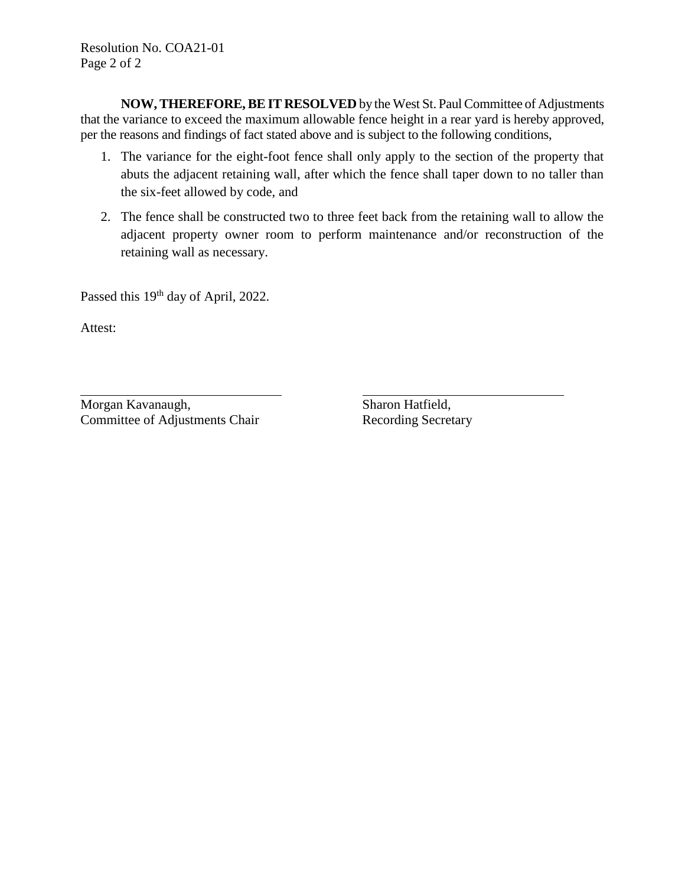**NOW, THEREFORE, BE IT RESOLVED** by the West St. Paul Committee of Adjustments that the variance to exceed the maximum allowable fence height in a rear yard is hereby approved, per the reasons and findings of fact stated above and is subject to the following conditions,

1. The variance for the eight-foot fence shall only apply to the section of the property that abuts the adjacent retaining wall, after which the fence shall taper down to no taller than the six-feet allowed by code, and
2. The fence shall be constructed two to three feet back from the retaining wall to allow the adjacent property owner room to perform maintenance and/or reconstruction of the retaining wall as necessary.

Passed this 19th day of April, 2022.

Attest:

| | |
|---|---|
| Morgan Kavanaugh, | Sharon Hatfield, |
| Committee of Adjustments Chair | Recording Secretary |